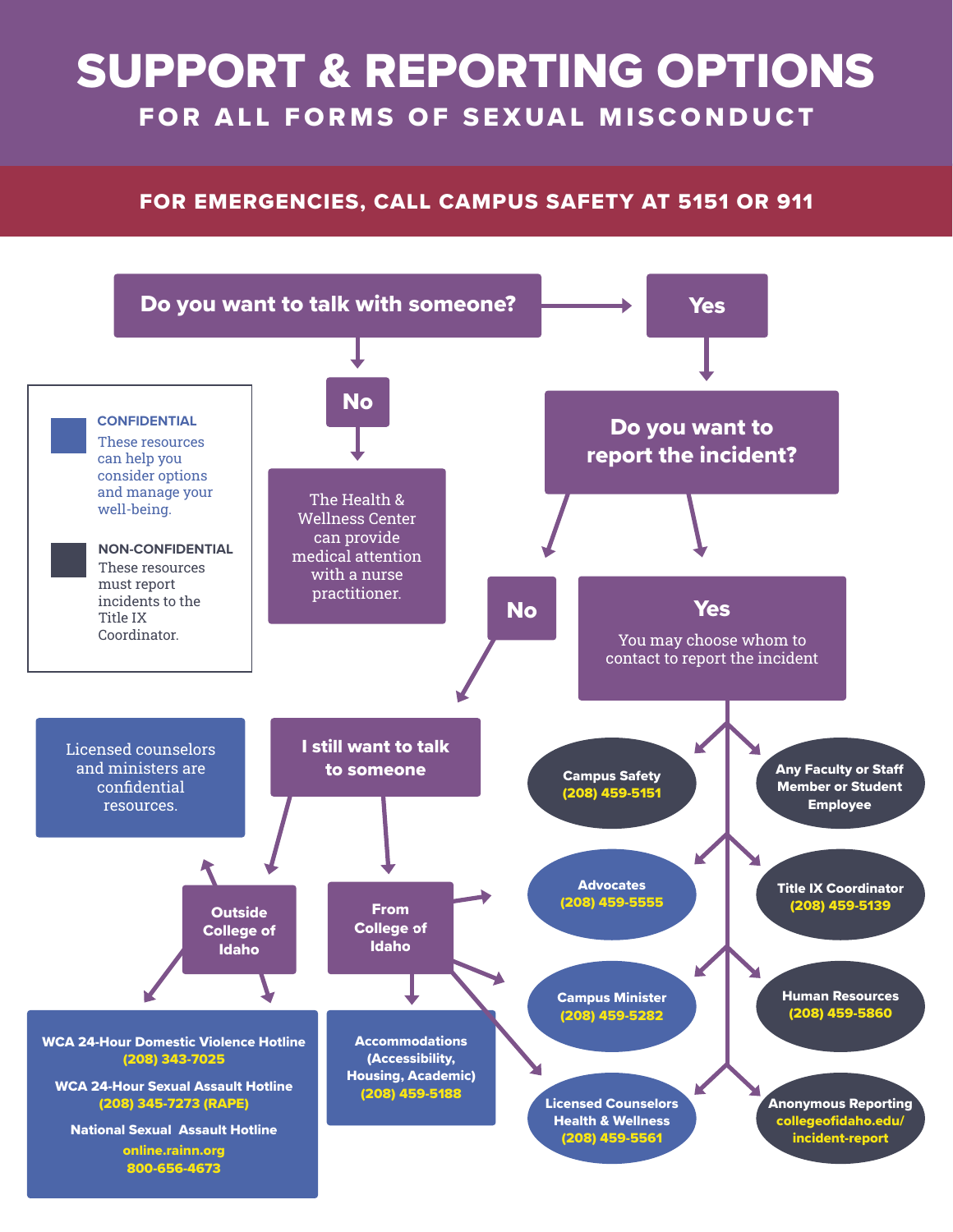# SUPPORT & REPORTING OPTIONS

## FOR ALL FORMS OF SEXUAL MISCONDUCT

**FOR EMERGENCIES, CALL CAMPUS SAFETY AT 5151 OR 911**

**CONFIDENTIAL**
These resources can help you consider options and manage your well-being.

**NON-CONFIDENTIAL**
These resources must report incidents to the Title IX Coordinator.

### Do you want to talk with someone?

**No**

The Health & Wellness Center can provide medical attention with a nurse practitioner.

**Yes**

### Do you want to report the incident?

**No**

**I still want to talk to someone**

Licensed counselors and ministers are confidential resources.

**Outside College of Idaho**

- **WCA 24-Hour Domestic Violence Hotline**
  (208) 343-7025
- **WCA 24-Hour Sexual Assault Hotline**
  (208) 345-7273 (RAPE)
- **National Sexual Assault Hotline**
  online.rainn.org
  800-656-4673

**From College of Idaho**

- **Accommodations (Accessibility, Housing, Academic)**
  (208) 459-5188
- **Advocates**
  (208) 459-5555
- **Campus Minister**
  (208) 459-5282
- **Licensed Counselors Health & Wellness**
  (208) 459-5561

**Yes**

You may choose whom to contact to report the incident

- **Campus Safety**
  (208) 459-5151
- **Any Faculty or Staff Member or Student Employee**
- **Advocates**
  (208) 459-5555
- **Title IX Coordinator**
  (208) 459-5139
- **Campus Minister**
  (208) 459-5282
- **Human Resources**
  (208) 459-5860
- **Licensed Counselors Health & Wellness**
  (208) 459-5561
- **Anonymous Reporting**
  collegeofidaho.edu/incident-report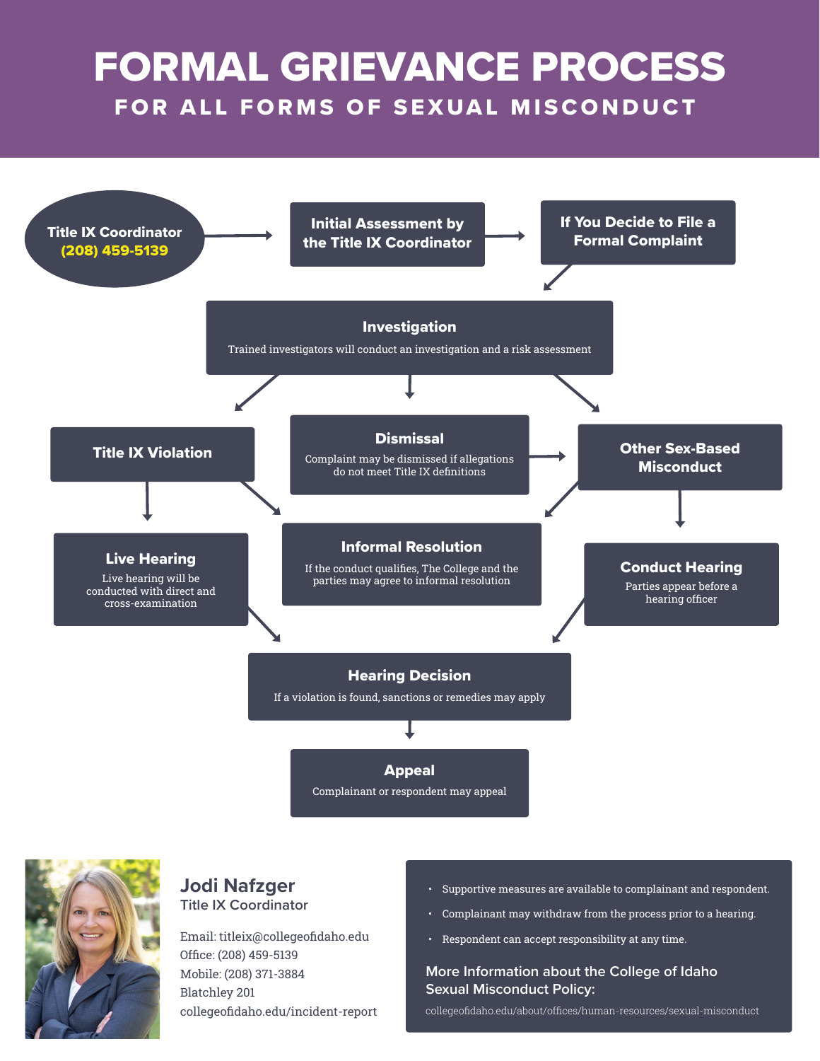# FORMAL GRIEVANCE PROCESS

## FOR ALL FORMS OF SEXUAL MISCONDUCT

**Title IX Coordinator**
**(208) 459-5139**

**Initial Assessment by the Title IX Coordinator**

**If You Decide to File a Formal Complaint**

**Investigation**

Trained investigators will conduct an investigation and a risk assessment

**Title IX Violation**

**Dismissal**

Complaint may be dismissed if allegations do not meet Title IX definitions

**Other Sex-Based Misconduct**

**Live Hearing**

Live hearing will be conducted with direct and cross-examination

**Informal Resolution**

If the conduct qualifies, The College and the parties may agree to informal resolution

**Conduct Hearing**

Parties appear before a hearing officer

**Hearing Decision**

If a violation is found, sanctions or remedies may apply

**Appeal**

Complainant or respondent may appeal

## Jodi Nafzger

Title IX Coordinator

Email: titleix@collegeofidaho.edu
Office: (208) 459-5139
Mobile: (208) 371-3884
Blatchley 201
collegeofidaho.edu/incident-report

- Supportive measures are available to complainant and respondent.
- Complainant may withdraw from the process prior to a hearing.
- Respondent can accept responsibility at any time.

**More Information about the College of Idaho Sexual Misconduct Policy:**

collegeofidaho.edu/about/offices/human-resources/sexual-misconduct